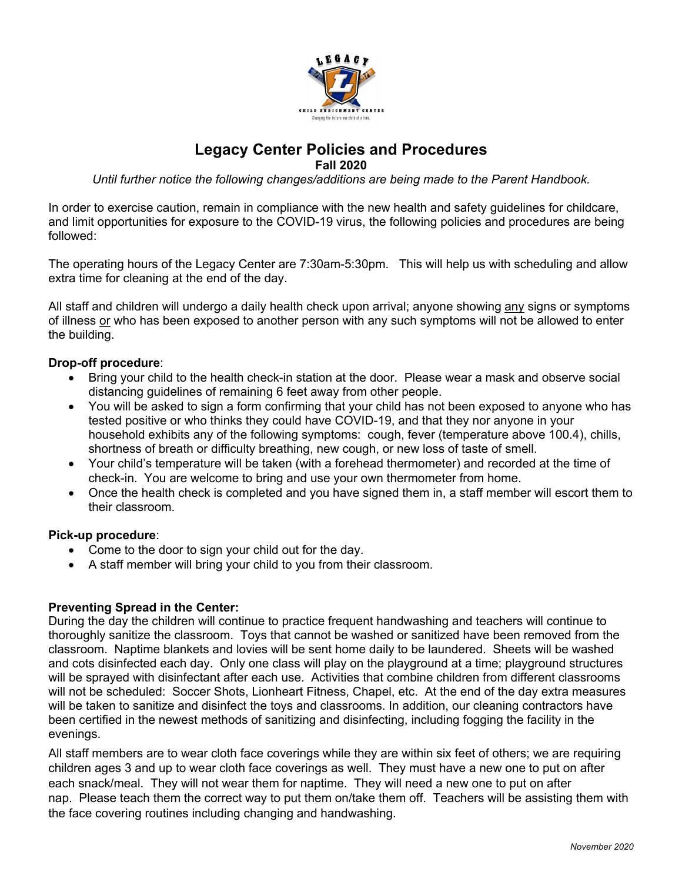# Legacy Center Policies and Procedures

**Fall 2020**

*Until further notice the following changes/additions are being made to the Parent Handbook.*

In order to exercise caution, remain in compliance with the new health and safety guidelines for childcare, and limit opportunities for exposure to the COVID-19 virus, the following policies and procedures are being followed:

The operating hours of the Legacy Center are 7:30am-5:30pm. This will help us with scheduling and allow extra time for cleaning at the end of the day.

All staff and children will undergo a daily health check upon arrival; anyone showing any signs or symptoms of illness or who has been exposed to another person with any such symptoms will not be allowed to enter the building.

**Drop-off procedure**:

- Bring your child to the health check-in station at the door. Please wear a mask and observe social distancing guidelines of remaining 6 feet away from other people.
- You will be asked to sign a form confirming that your child has not been exposed to anyone who has tested positive or who thinks they could have COVID-19, and that they nor anyone in your household exhibits any of the following symptoms: cough, fever (temperature above 100.4), chills, shortness of breath or difficulty breathing, new cough, or new loss of taste of smell.
- Your child's temperature will be taken (with a forehead thermometer) and recorded at the time of check-in. You are welcome to bring and use your own thermometer from home.
- Once the health check is completed and you have signed them in, a staff member will escort them to their classroom.

**Pick-up procedure**:

- Come to the door to sign your child out for the day.
- A staff member will bring your child to you from their classroom.

**Preventing Spread in the Center:**

During the day the children will continue to practice frequent handwashing and teachers will continue to thoroughly sanitize the classroom. Toys that cannot be washed or sanitized have been removed from the classroom. Naptime blankets and lovies will be sent home daily to be laundered. Sheets will be washed and cots disinfected each day. Only one class will play on the playground at a time; playground structures will be sprayed with disinfectant after each use. Activities that combine children from different classrooms will not be scheduled: Soccer Shots, Lionheart Fitness, Chapel, etc. At the end of the day extra measures will be taken to sanitize and disinfect the toys and classrooms. In addition, our cleaning contractors have been certified in the newest methods of sanitizing and disinfecting, including fogging the facility in the evenings.

All staff members are to wear cloth face coverings while they are within six feet of others; we are requiring children ages 3 and up to wear cloth face coverings as well. They must have a new one to put on after each snack/meal. They will not wear them for naptime. They will need a new one to put on after nap. Please teach them the correct way to put them on/take them off. Teachers will be assisting them with the face covering routines including changing and handwashing.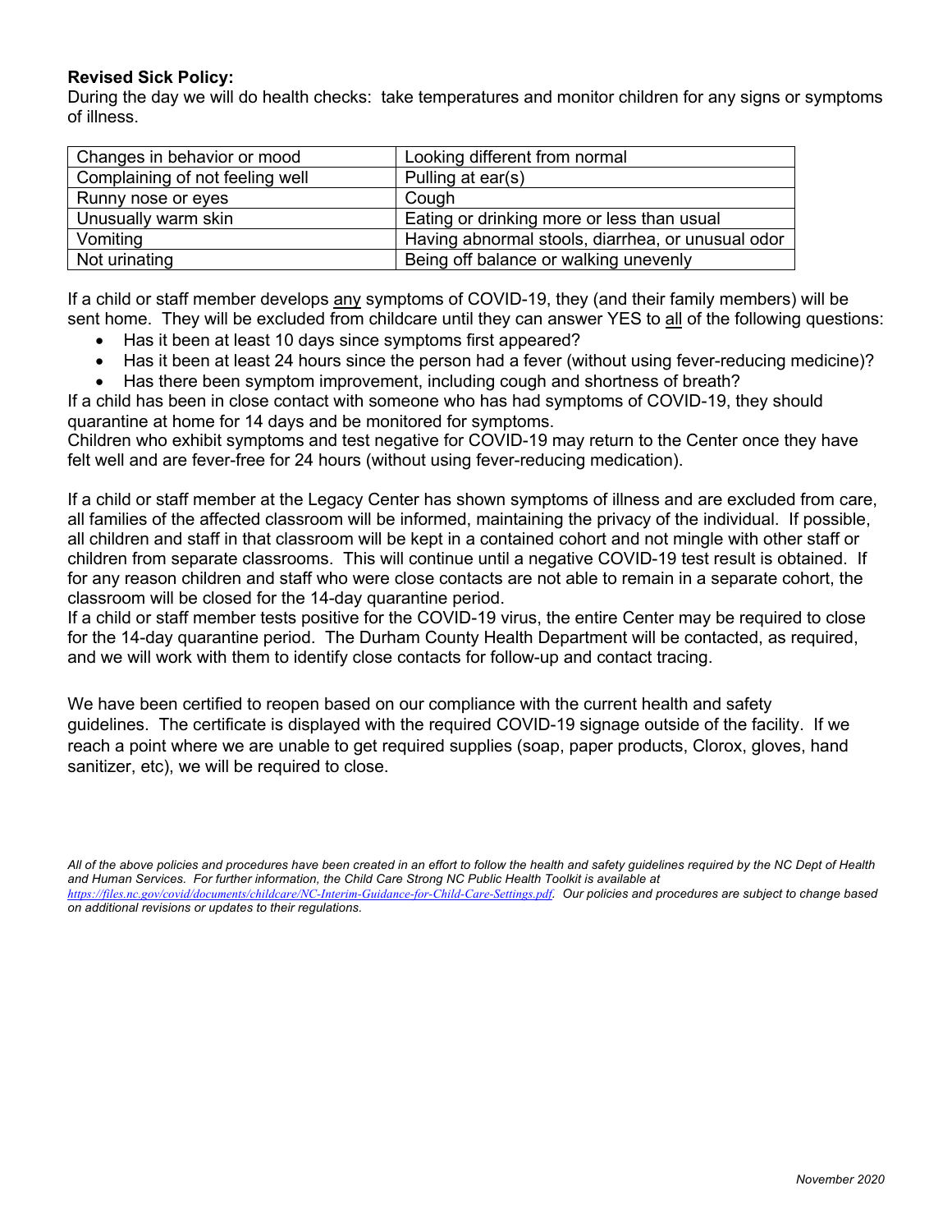**Revised Sick Policy:**
During the day we will do health checks: take temperatures and monitor children for any signs or symptoms of illness.

| | |
|---|---|
| Changes in behavior or mood | Looking different from normal |
| Complaining of not feeling well | Pulling at ear(s) |
| Runny nose or eyes | Cough |
| Unusually warm skin | Eating or drinking more or less than usual |
| Vomiting | Having abnormal stools, diarrhea, or unusual odor |
| Not urinating | Being off balance or walking unevenly |

If a child or staff member develops any symptoms of COVID-19, they (and their family members) will be sent home. They will be excluded from childcare until they can answer YES to all of the following questions:

- Has it been at least 10 days since symptoms first appeared?
- Has it been at least 24 hours since the person had a fever (without using fever-reducing medicine)?
- Has there been symptom improvement, including cough and shortness of breath?

If a child has been in close contact with someone who has had symptoms of COVID-19, they should quarantine at home for 14 days and be monitored for symptoms.
Children who exhibit symptoms and test negative for COVID-19 may return to the Center once they have felt well and are fever-free for 24 hours (without using fever-reducing medication).

If a child or staff member at the Legacy Center has shown symptoms of illness and are excluded from care, all families of the affected classroom will be informed, maintaining the privacy of the individual. If possible, all children and staff in that classroom will be kept in a contained cohort and not mingle with other staff or children from separate classrooms. This will continue until a negative COVID-19 test result is obtained. If for any reason children and staff who were close contacts are not able to remain in a separate cohort, the classroom will be closed for the 14-day quarantine period.
If a child or staff member tests positive for the COVID-19 virus, the entire Center may be required to close for the 14-day quarantine period. The Durham County Health Department will be contacted, as required, and we will work with them to identify close contacts for follow-up and contact tracing.

We have been certified to reopen based on our compliance with the current health and safety guidelines. The certificate is displayed with the required COVID-19 signage outside of the facility. If we reach a point where we are unable to get required supplies (soap, paper products, Clorox, gloves, hand sanitizer, etc), we will be required to close.

*All of the above policies and procedures have been created in an effort to follow the health and safety guidelines required by the NC Dept of Health and Human Services. For further information, the Child Care Strong NC Public Health Toolkit is available at https://files.nc.gov/covid/documents/childcare/NC-Interim-Guidance-for-Child-Care-Settings.pdf. Our policies and procedures are subject to change based on additional revisions or updates to their regulations.*

*November 2020*